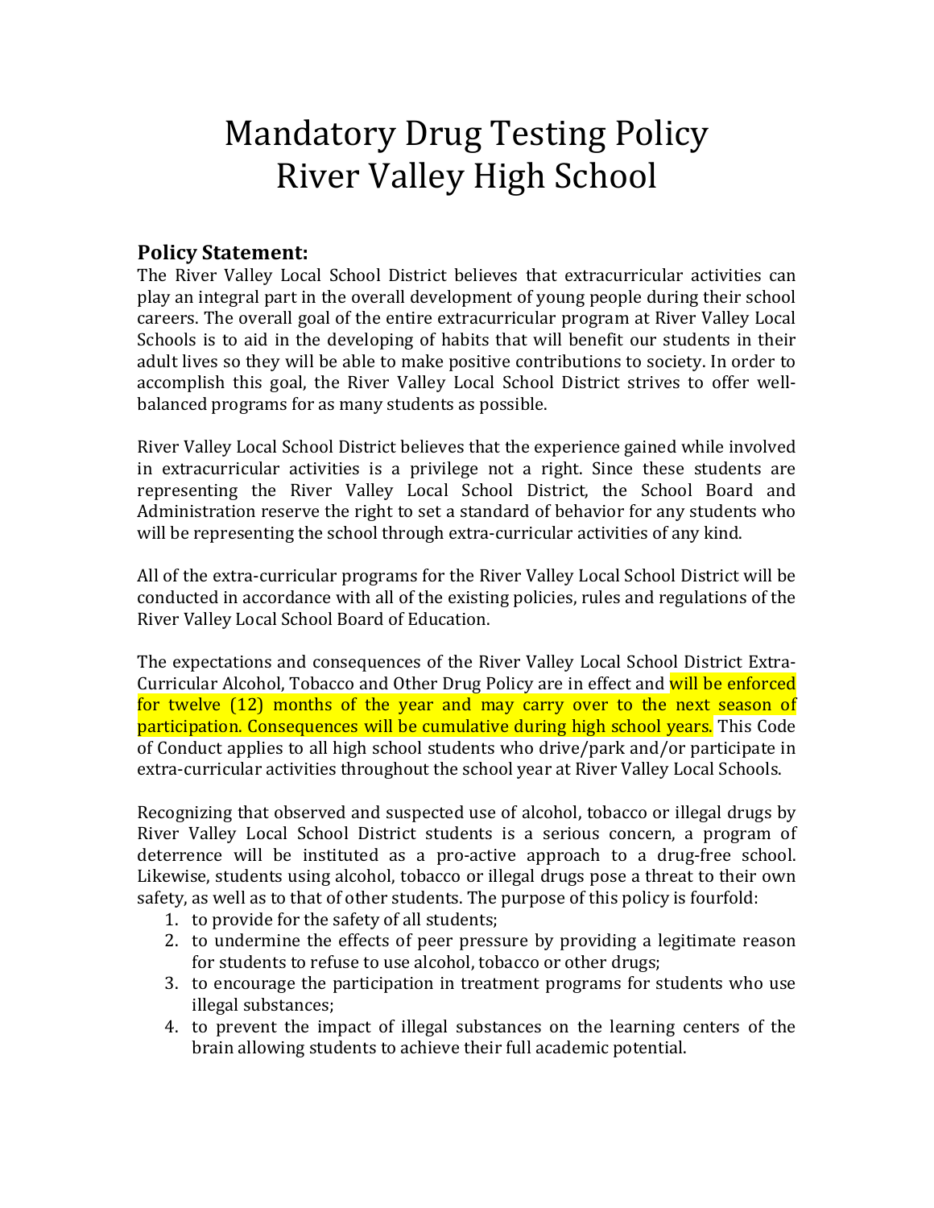# Mandatory Drug Testing Policy
# River Valley High School

## Policy Statement:

The River Valley Local School District believes that extracurricular activities can play an integral part in the overall development of young people during their school careers. The overall goal of the entire extracurricular program at River Valley Local Schools is to aid in the developing of habits that will benefit our students in their adult lives so they will be able to make positive contributions to society. In order to accomplish this goal, the River Valley Local School District strives to offer well-balanced programs for as many students as possible.

River Valley Local School District believes that the experience gained while involved in extracurricular activities is a privilege not a right. Since these students are representing the River Valley Local School District, the School Board and Administration reserve the right to set a standard of behavior for any students who will be representing the school through extra-curricular activities of any kind.

All of the extra-curricular programs for the River Valley Local School District will be conducted in accordance with all of the existing policies, rules and regulations of the River Valley Local School Board of Education.

The expectations and consequences of the River Valley Local School District Extra-Curricular Alcohol, Tobacco and Other Drug Policy are in effect and will be enforced for twelve (12) months of the year and may carry over to the next season of participation. Consequences will be cumulative during high school years. This Code of Conduct applies to all high school students who drive/park and/or participate in extra-curricular activities throughout the school year at River Valley Local Schools.

Recognizing that observed and suspected use of alcohol, tobacco or illegal drugs by River Valley Local School District students is a serious concern, a program of deterrence will be instituted as a pro-active approach to a drug-free school. Likewise, students using alcohol, tobacco or illegal drugs pose a threat to their own safety, as well as to that of other students. The purpose of this policy is fourfold:

1. to provide for the safety of all students;
2. to undermine the effects of peer pressure by providing a legitimate reason for students to refuse to use alcohol, tobacco or other drugs;
3. to encourage the participation in treatment programs for students who use illegal substances;
4. to prevent the impact of illegal substances on the learning centers of the brain allowing students to achieve their full academic potential.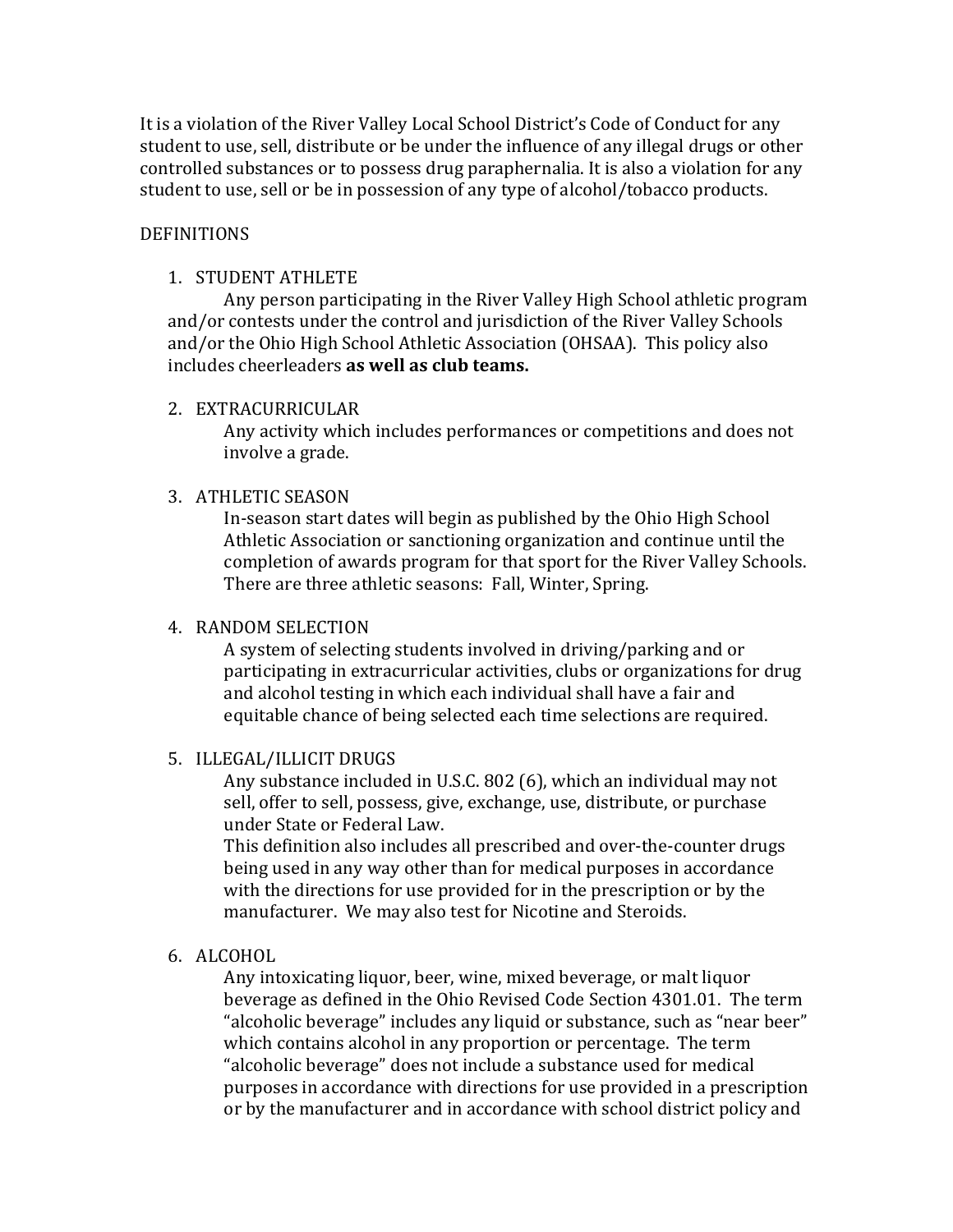It is a violation of the River Valley Local School District's Code of Conduct for any student to use, sell, distribute or be under the influence of any illegal drugs or other controlled substances or to possess drug paraphernalia. It is also a violation for any student to use, sell or be in possession of any type of alcohol/tobacco products.

DEFINITIONS

1. STUDENT ATHLETE

   Any person participating in the River Valley High School athletic program and/or contests under the control and jurisdiction of the River Valley Schools and/or the Ohio High School Athletic Association (OHSAA). This policy also includes cheerleaders **as well as club teams.**

2. EXTRACURRICULAR

   Any activity which includes performances or competitions and does not involve a grade.

3. ATHLETIC SEASON

   In-season start dates will begin as published by the Ohio High School Athletic Association or sanctioning organization and continue until the completion of awards program for that sport for the River Valley Schools. There are three athletic seasons: Fall, Winter, Spring.

4. RANDOM SELECTION

   A system of selecting students involved in driving/parking and or participating in extracurricular activities, clubs or organizations for drug and alcohol testing in which each individual shall have a fair and equitable chance of being selected each time selections are required.

5. ILLEGAL/ILLICIT DRUGS

   Any substance included in U.S.C. 802 (6), which an individual may not sell, offer to sell, possess, give, exchange, use, distribute, or purchase under State or Federal Law.

   This definition also includes all prescribed and over-the-counter drugs being used in any way other than for medical purposes in accordance with the directions for use provided for in the prescription or by the manufacturer. We may also test for Nicotine and Steroids.

6. ALCOHOL

   Any intoxicating liquor, beer, wine, mixed beverage, or malt liquor beverage as defined in the Ohio Revised Code Section 4301.01. The term "alcoholic beverage" includes any liquid or substance, such as "near beer" which contains alcohol in any proportion or percentage. The term "alcoholic beverage" does not include a substance used for medical purposes in accordance with directions for use provided in a prescription or by the manufacturer and in accordance with school district policy and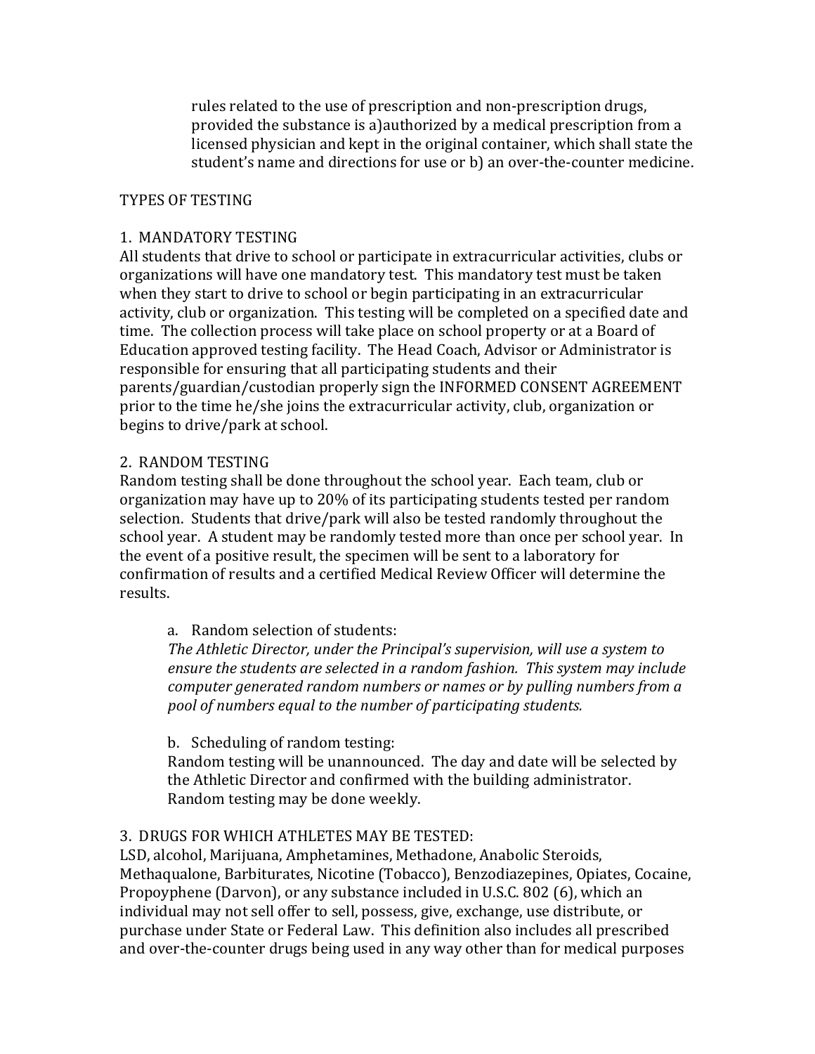rules related to the use of prescription and non-prescription drugs, provided the substance is a)authorized by a medical prescription from a licensed physician and kept in the original container, which shall state the student's name and directions for use or b) an over-the-counter medicine.

TYPES OF TESTING

1. MANDATORY TESTING

All students that drive to school or participate in extracurricular activities, clubs or organizations will have one mandatory test. This mandatory test must be taken when they start to drive to school or begin participating in an extracurricular activity, club or organization. This testing will be completed on a specified date and time. The collection process will take place on school property or at a Board of Education approved testing facility. The Head Coach, Advisor or Administrator is responsible for ensuring that all participating students and their parents/guardian/custodian properly sign the INFORMED CONSENT AGREEMENT prior to the time he/she joins the extracurricular activity, club, organization or begins to drive/park at school.

2. RANDOM TESTING

Random testing shall be done throughout the school year. Each team, club or organization may have up to 20% of its participating students tested per random selection. Students that drive/park will also be tested randomly throughout the school year. A student may be randomly tested more than once per school year. In the event of a positive result, the specimen will be sent to a laboratory for confirmation of results and a certified Medical Review Officer will determine the results.

a. Random selection of students:
*The Athletic Director, under the Principal's supervision, will use a system to ensure the students are selected in a random fashion. This system may include computer generated random numbers or names or by pulling numbers from a pool of numbers equal to the number of participating students.*

b. Scheduling of random testing:
Random testing will be unannounced. The day and date will be selected by the Athletic Director and confirmed with the building administrator. Random testing may be done weekly.

3. DRUGS FOR WHICH ATHLETES MAY BE TESTED:

LSD, alcohol, Marijuana, Amphetamines, Methadone, Anabolic Steroids, Methaqualone, Barbiturates, Nicotine (Tobacco), Benzodiazepines, Opiates, Cocaine, Propoyphene (Darvon), or any substance included in U.S.C. 802 (6), which an individual may not sell offer to sell, possess, give, exchange, use distribute, or purchase under State or Federal Law. This definition also includes all prescribed and over-the-counter drugs being used in any way other than for medical purposes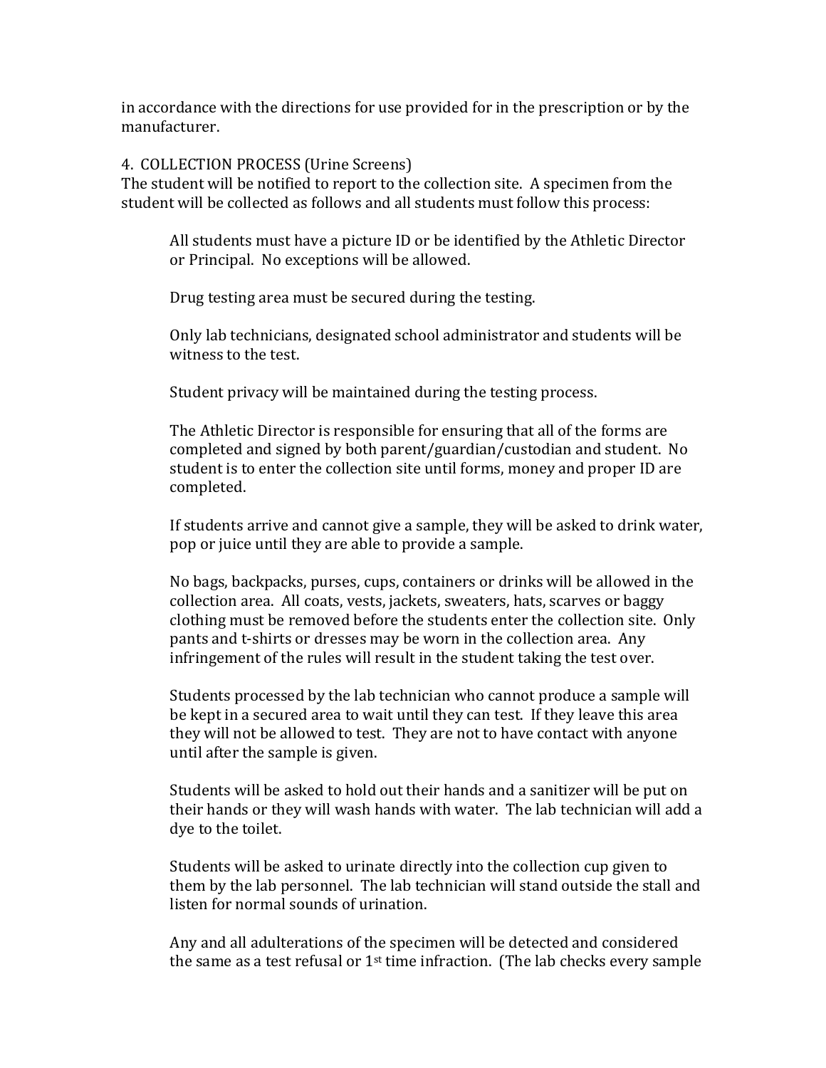in accordance with the directions for use provided for in the prescription or by the manufacturer.

4. COLLECTION PROCESS (Urine Screens)
The student will be notified to report to the collection site. A specimen from the student will be collected as follows and all students must follow this process:

> All students must have a picture ID or be identified by the Athletic Director or Principal. No exceptions will be allowed.
>
> Drug testing area must be secured during the testing.
>
> Only lab technicians, designated school administrator and students will be witness to the test.
>
> Student privacy will be maintained during the testing process.
>
> The Athletic Director is responsible for ensuring that all of the forms are completed and signed by both parent/guardian/custodian and student. No student is to enter the collection site until forms, money and proper ID are completed.
>
> If students arrive and cannot give a sample, they will be asked to drink water, pop or juice until they are able to provide a sample.
>
> No bags, backpacks, purses, cups, containers or drinks will be allowed in the collection area. All coats, vests, jackets, sweaters, hats, scarves or baggy clothing must be removed before the students enter the collection site. Only pants and t-shirts or dresses may be worn in the collection area. Any infringement of the rules will result in the student taking the test over.
>
> Students processed by the lab technician who cannot produce a sample will be kept in a secured area to wait until they can test. If they leave this area they will not be allowed to test. They are not to have contact with anyone until after the sample is given.
>
> Students will be asked to hold out their hands and a sanitizer will be put on their hands or they will wash hands with water. The lab technician will add a dye to the toilet.
>
> Students will be asked to urinate directly into the collection cup given to them by the lab personnel. The lab technician will stand outside the stall and listen for normal sounds of urination.
>
> Any and all adulterations of the specimen will be detected and considered the same as a test refusal or 1st time infraction. (The lab checks every sample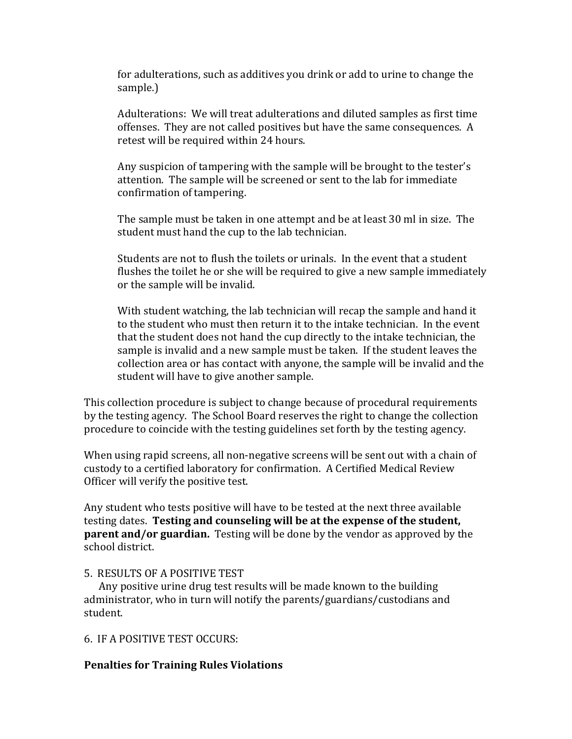for adulterations, such as additives you drink or add to urine to change the sample.)

Adulterations: We will treat adulterations and diluted samples as first time offenses. They are not called positives but have the same consequences. A retest will be required within 24 hours.

Any suspicion of tampering with the sample will be brought to the tester's attention. The sample will be screened or sent to the lab for immediate confirmation of tampering.

The sample must be taken in one attempt and be at least 30 ml in size. The student must hand the cup to the lab technician.

Students are not to flush the toilets or urinals. In the event that a student flushes the toilet he or she will be required to give a new sample immediately or the sample will be invalid.

With student watching, the lab technician will recap the sample and hand it to the student who must then return it to the intake technician. In the event that the student does not hand the cup directly to the intake technician, the sample is invalid and a new sample must be taken. If the student leaves the collection area or has contact with anyone, the sample will be invalid and the student will have to give another sample.

This collection procedure is subject to change because of procedural requirements by the testing agency. The School Board reserves the right to change the collection procedure to coincide with the testing guidelines set forth by the testing agency.

When using rapid screens, all non-negative screens will be sent out with a chain of custody to a certified laboratory for confirmation. A Certified Medical Review Officer will verify the positive test.

Any student who tests positive will have to be tested at the next three available testing dates. **Testing and counseling will be at the expense of the student, parent and/or guardian.** Testing will be done by the vendor as approved by the school district.

5. RESULTS OF A POSITIVE TEST

Any positive urine drug test results will be made known to the building administrator, who in turn will notify the parents/guardians/custodians and student.

6. IF A POSITIVE TEST OCCURS:

**Penalties for Training Rules Violations**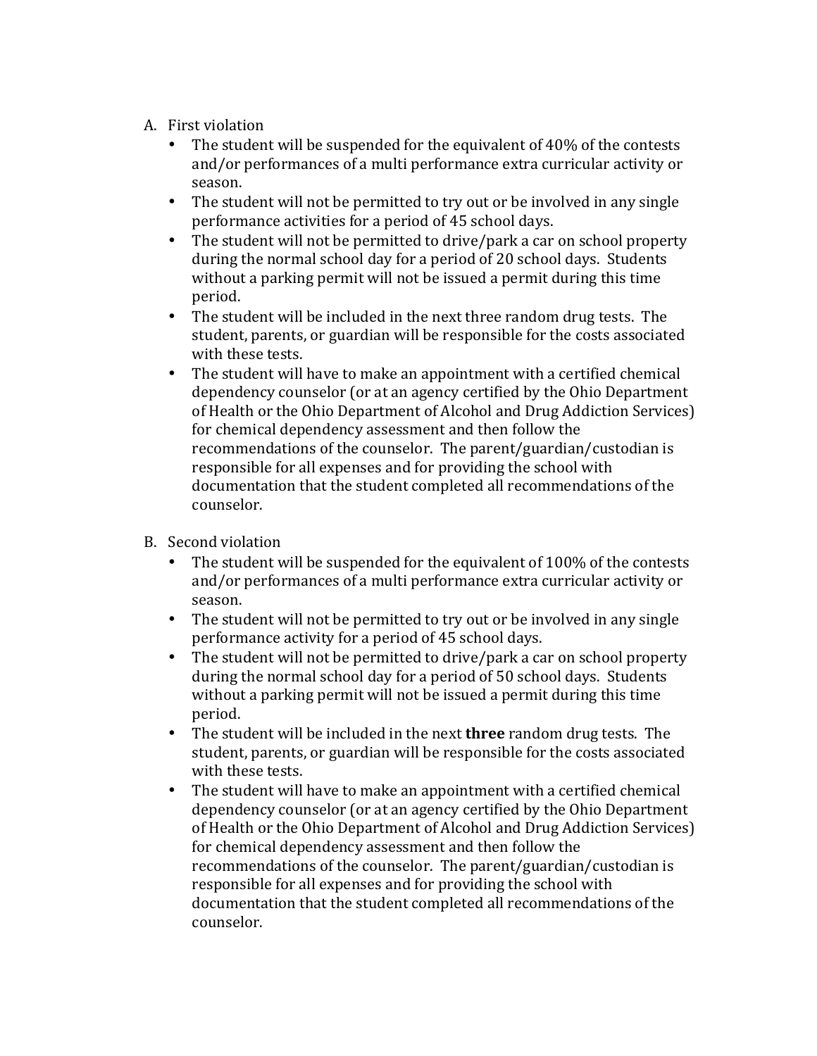A. First violation
   - The student will be suspended for the equivalent of 40% of the contests and/or performances of a multi performance extra curricular activity or season.
   - The student will not be permitted to try out or be involved in any single performance activities for a period of 45 school days.
   - The student will not be permitted to drive/park a car on school property during the normal school day for a period of 20 school days. Students without a parking permit will not be issued a permit during this time period.
   - The student will be included in the next three random drug tests. The student, parents, or guardian will be responsible for the costs associated with these tests.
   - The student will have to make an appointment with a certified chemical dependency counselor (or at an agency certified by the Ohio Department of Health or the Ohio Department of Alcohol and Drug Addiction Services) for chemical dependency assessment and then follow the recommendations of the counselor. The parent/guardian/custodian is responsible for all expenses and for providing the school with documentation that the student completed all recommendations of the counselor.

B. Second violation
   - The student will be suspended for the equivalent of 100% of the contests and/or performances of a multi performance extra curricular activity or season.
   - The student will not be permitted to try out or be involved in any single performance activity for a period of 45 school days.
   - The student will not be permitted to drive/park a car on school property during the normal school day for a period of 50 school days. Students without a parking permit will not be issued a permit during this time period.
   - The student will be included in the next **three** random drug tests. The student, parents, or guardian will be responsible for the costs associated with these tests.
   - The student will have to make an appointment with a certified chemical dependency counselor (or at an agency certified by the Ohio Department of Health or the Ohio Department of Alcohol and Drug Addiction Services) for chemical dependency assessment and then follow the recommendations of the counselor. The parent/guardian/custodian is responsible for all expenses and for providing the school with documentation that the student completed all recommendations of the counselor.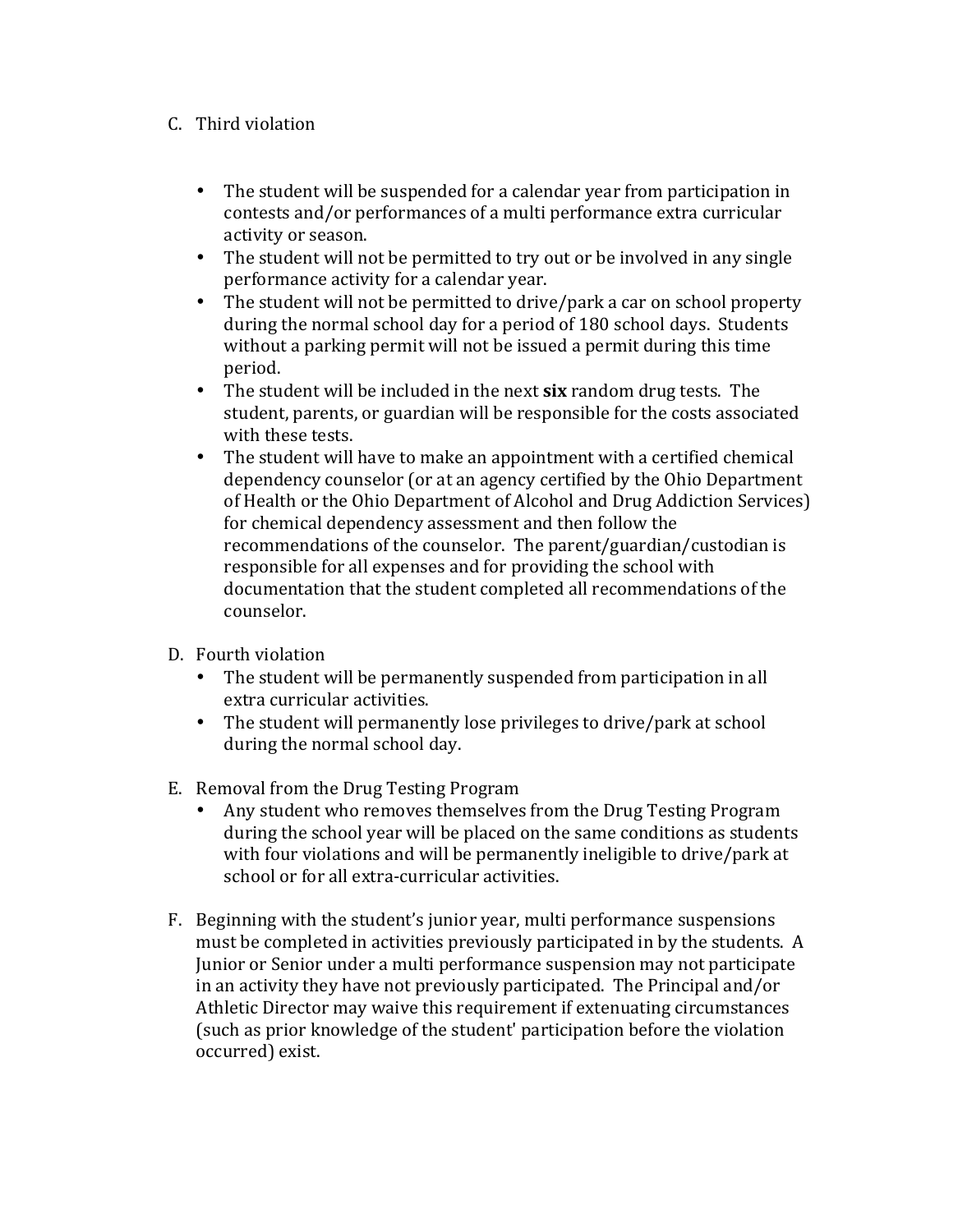C. Third violation

- The student will be suspended for a calendar year from participation in contests and/or performances of a multi performance extra curricular activity or season.
- The student will not be permitted to try out or be involved in any single performance activity for a calendar year.
- The student will not be permitted to drive/park a car on school property during the normal school day for a period of 180 school days. Students without a parking permit will not be issued a permit during this time period.
- The student will be included in the next **six** random drug tests. The student, parents, or guardian will be responsible for the costs associated with these tests.
- The student will have to make an appointment with a certified chemical dependency counselor (or at an agency certified by the Ohio Department of Health or the Ohio Department of Alcohol and Drug Addiction Services) for chemical dependency assessment and then follow the recommendations of the counselor. The parent/guardian/custodian is responsible for all expenses and for providing the school with documentation that the student completed all recommendations of the counselor.

D. Fourth violation

- The student will be permanently suspended from participation in all extra curricular activities.
- The student will permanently lose privileges to drive/park at school during the normal school day.

E. Removal from the Drug Testing Program

- Any student who removes themselves from the Drug Testing Program during the school year will be placed on the same conditions as students with four violations and will be permanently ineligible to drive/park at school or for all extra-curricular activities.

F. Beginning with the student's junior year, multi performance suspensions must be completed in activities previously participated in by the students. A Junior or Senior under a multi performance suspension may not participate in an activity they have not previously participated. The Principal and/or Athletic Director may waive this requirement if extenuating circumstances (such as prior knowledge of the student' participation before the violation occurred) exist.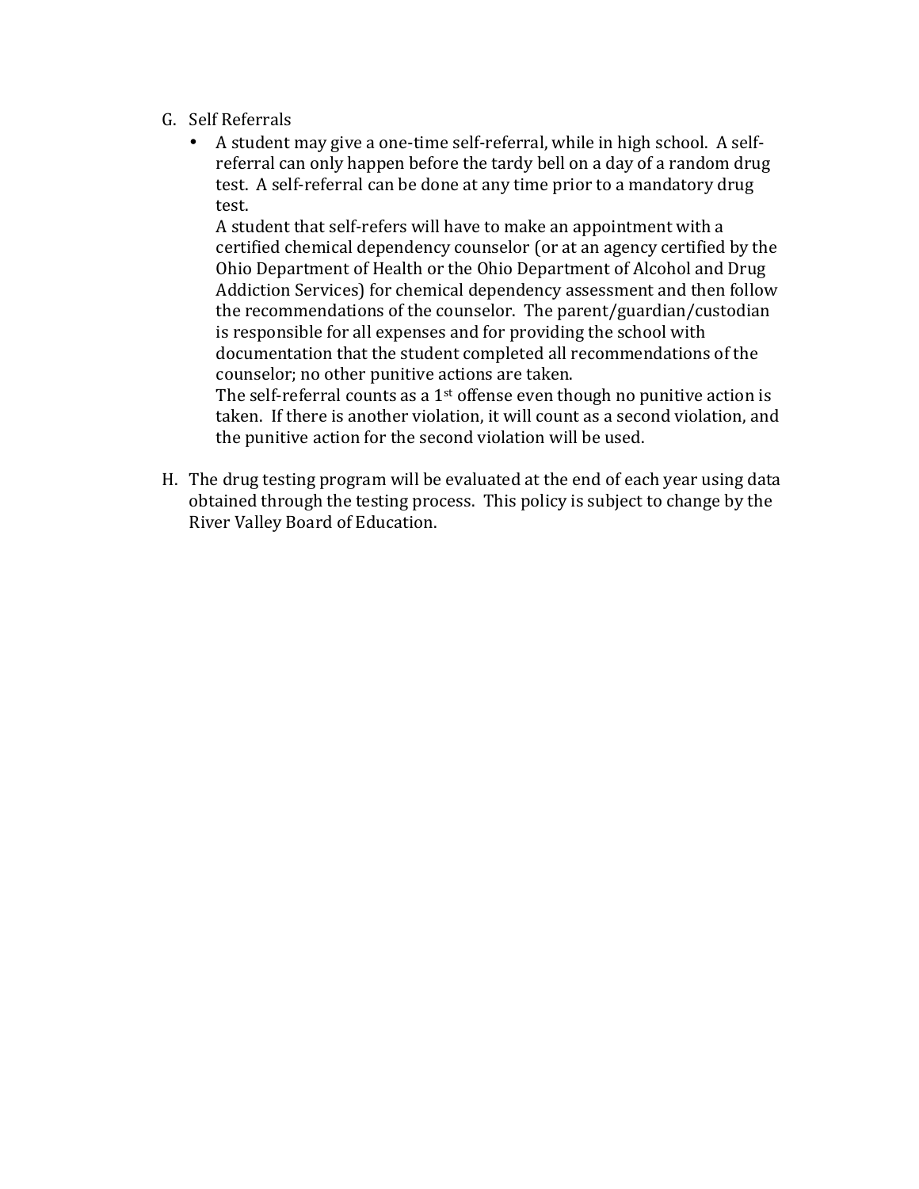G. Self Referrals

- A student may give a one-time self-referral, while in high school. A self-referral can only happen before the tardy bell on a day of a random drug test. A self-referral can be done at any time prior to a mandatory drug test.

  A student that self-refers will have to make an appointment with a certified chemical dependency counselor (or at an agency certified by the Ohio Department of Health or the Ohio Department of Alcohol and Drug Addiction Services) for chemical dependency assessment and then follow the recommendations of the counselor. The parent/guardian/custodian is responsible for all expenses and for providing the school with documentation that the student completed all recommendations of the counselor; no other punitive actions are taken.

  The self-referral counts as a 1st offense even though no punitive action is taken. If there is another violation, it will count as a second violation, and the punitive action for the second violation will be used.

H. The drug testing program will be evaluated at the end of each year using data obtained through the testing process. This policy is subject to change by the River Valley Board of Education.